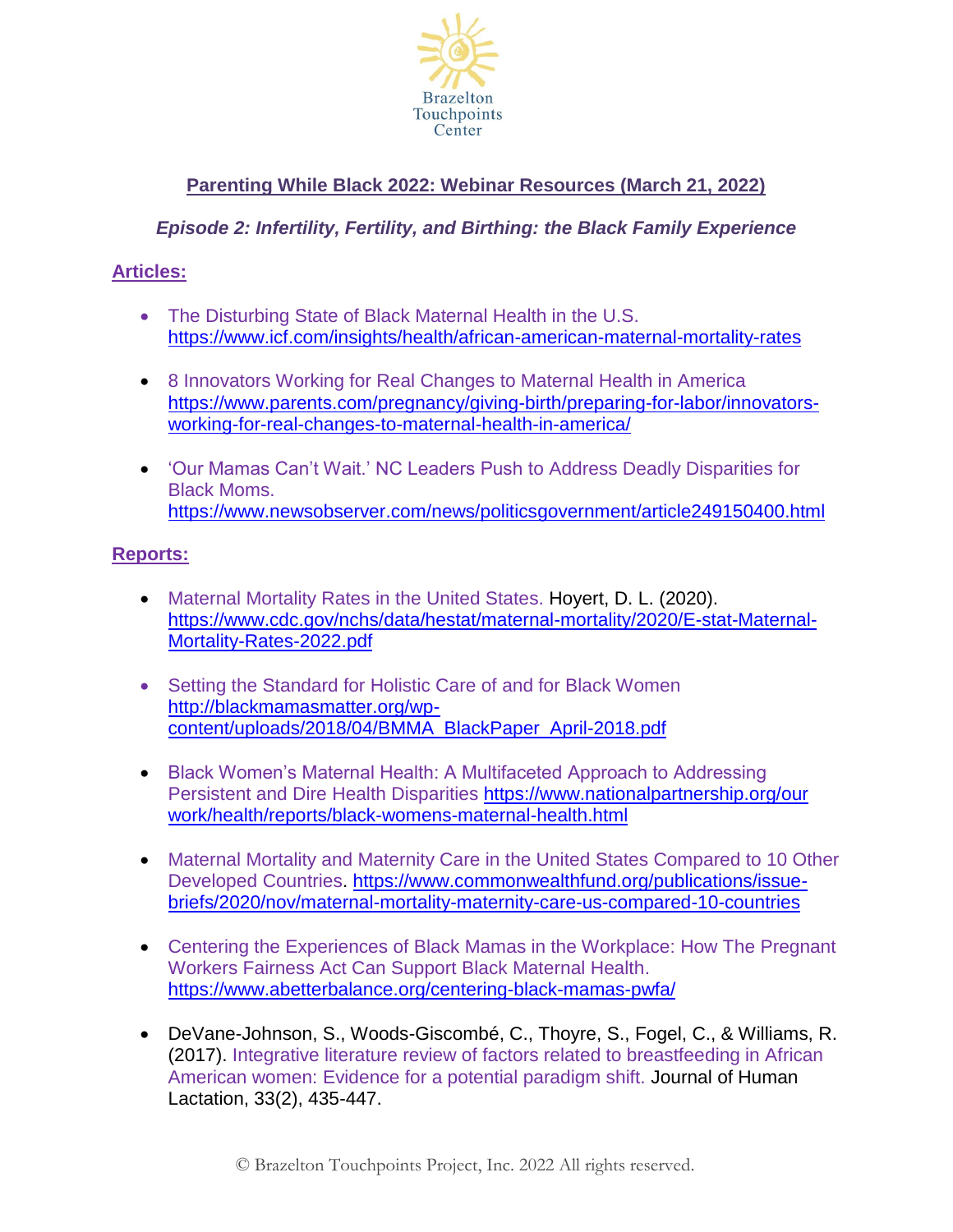Brazelton Touchpoints Center

## Parenting While Black 2022: Webinar Resources (March 21, 2022)

### *Episode 2: Infertility, Fertility, and Birthing: the Black Family Experience*

**Articles:**

- The Disturbing State of Black Maternal Health in the U.S. https://www.icf.com/insights/health/african-american-maternal-mortality-rates
- 8 Innovators Working for Real Changes to Maternal Health in America https://www.parents.com/pregnancy/giving-birth/preparing-for-labor/innovators-working-for-real-changes-to-maternal-health-in-america/
- 'Our Mamas Can't Wait.' NC Leaders Push to Address Deadly Disparities for Black Moms. https://www.newsobserver.com/news/politicsgovernment/article249150400.html

**Reports:**

- Maternal Mortality Rates in the United States. Hoyert, D. L. (2020). https://www.cdc.gov/nchs/data/hestat/maternal-mortality/2020/E-stat-Maternal-Mortality-Rates-2022.pdf
- Setting the Standard for Holistic Care of and for Black Women http://blackmamasmatter.org/wp-content/uploads/2018/04/BMMA_BlackPaper_April-2018.pdf
- Black Women's Maternal Health: A Multifaceted Approach to Addressing Persistent and Dire Health Disparities https://www.nationalpartnership.org/our work/health/reports/black-womens-maternal-health.html
- Maternal Mortality and Maternity Care in the United States Compared to 10 Other Developed Countries. https://www.commonwealthfund.org/publications/issue-briefs/2020/nov/maternal-mortality-maternity-care-us-compared-10-countries
- Centering the Experiences of Black Mamas in the Workplace: How The Pregnant Workers Fairness Act Can Support Black Maternal Health. https://www.abetterbalance.org/centering-black-mamas-pwfa/
- DeVane-Johnson, S., Woods-Giscombé, C., Thoyre, S., Fogel, C., & Williams, R. (2017). Integrative literature review of factors related to breastfeeding in African American women: Evidence for a potential paradigm shift. Journal of Human Lactation, 33(2), 435-447.

© Brazelton Touchpoints Project, Inc. 2022 All rights reserved.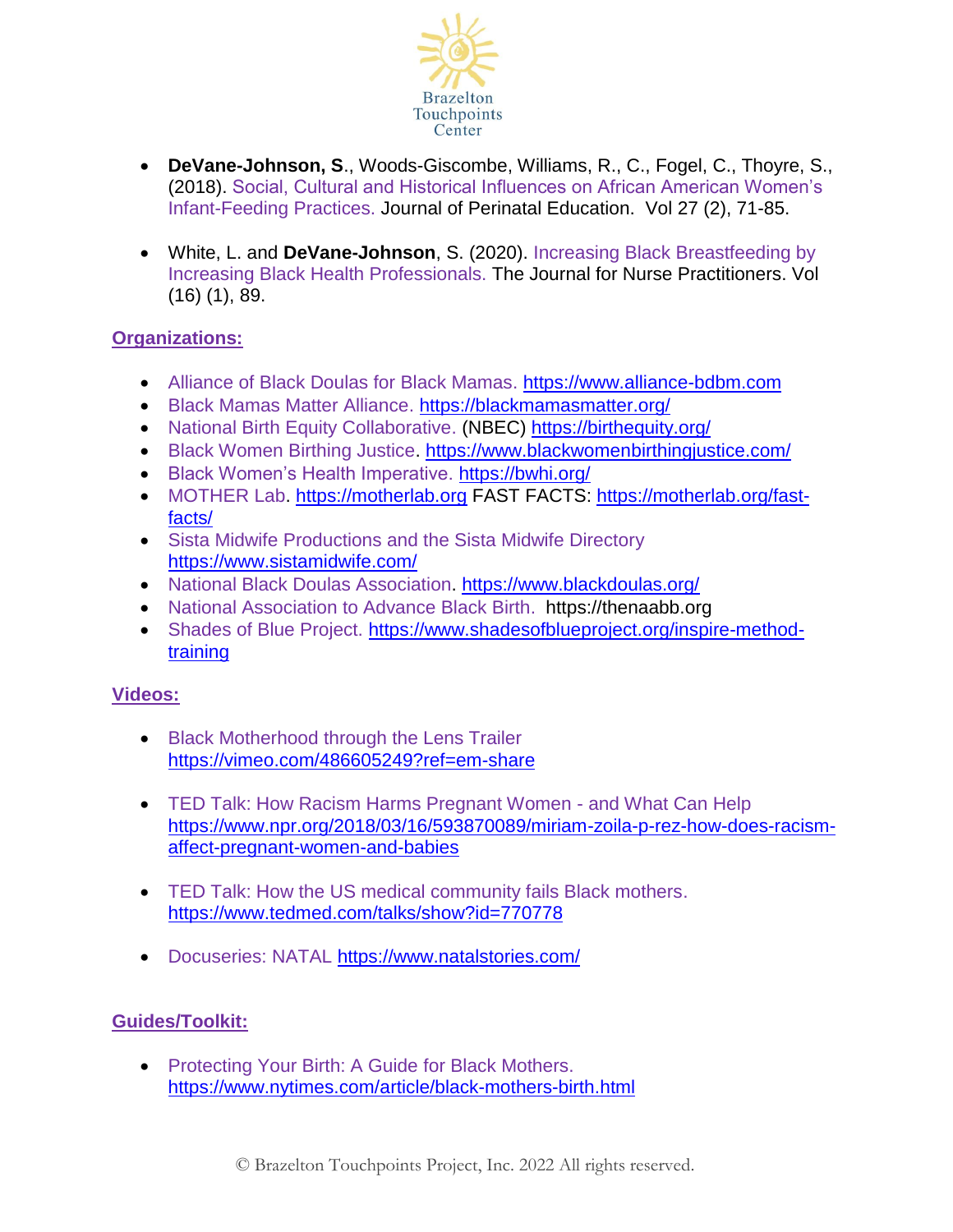- **DeVane-Johnson, S**., Woods-Giscombe, Williams, R., C., Fogel, C., Thoyre, S., (2018). Social, Cultural and Historical Influences on African American Women's Infant-Feeding Practices. Journal of Perinatal Education. Vol 27 (2), 71-85.

- White, L. and **DeVane-Johnson**, S. (2020). Increasing Black Breastfeeding by Increasing Black Health Professionals. The Journal for Nurse Practitioners. Vol (16) (1), 89.

## Organizations:

- Alliance of Black Doulas for Black Mamas. https://www.alliance-bdbm.com
- Black Mamas Matter Alliance. https://blackmamasmatter.org/
- National Birth Equity Collaborative. (NBEC) https://birthequity.org/
- Black Women Birthing Justice. https://www.blackwomenbirthingjustice.com/
- Black Women's Health Imperative. https://bwhi.org/
- MOTHER Lab. https://motherlab.org FAST FACTS: https://motherlab.org/fast-facts/
- Sista Midwife Productions and the Sista Midwife Directory https://www.sistamidwife.com/
- National Black Doulas Association. https://www.blackdoulas.org/
- National Association to Advance Black Birth. https://thenaabb.org
- Shades of Blue Project. https://www.shadesofblueproject.org/inspire-method-training

## Videos:

- Black Motherhood through the Lens Trailer https://vimeo.com/486605249?ref=em-share

- TED Talk: How Racism Harms Pregnant Women - and What Can Help https://www.npr.org/2018/03/16/593870089/miriam-zoila-p-rez-how-does-racism-affect-pregnant-women-and-babies

- TED Talk: How the US medical community fails Black mothers. https://www.tedmed.com/talks/show?id=770778

- Docuseries: NATAL https://www.natalstories.com/

## Guides/Toolkit:

- Protecting Your Birth: A Guide for Black Mothers. https://www.nytimes.com/article/black-mothers-birth.html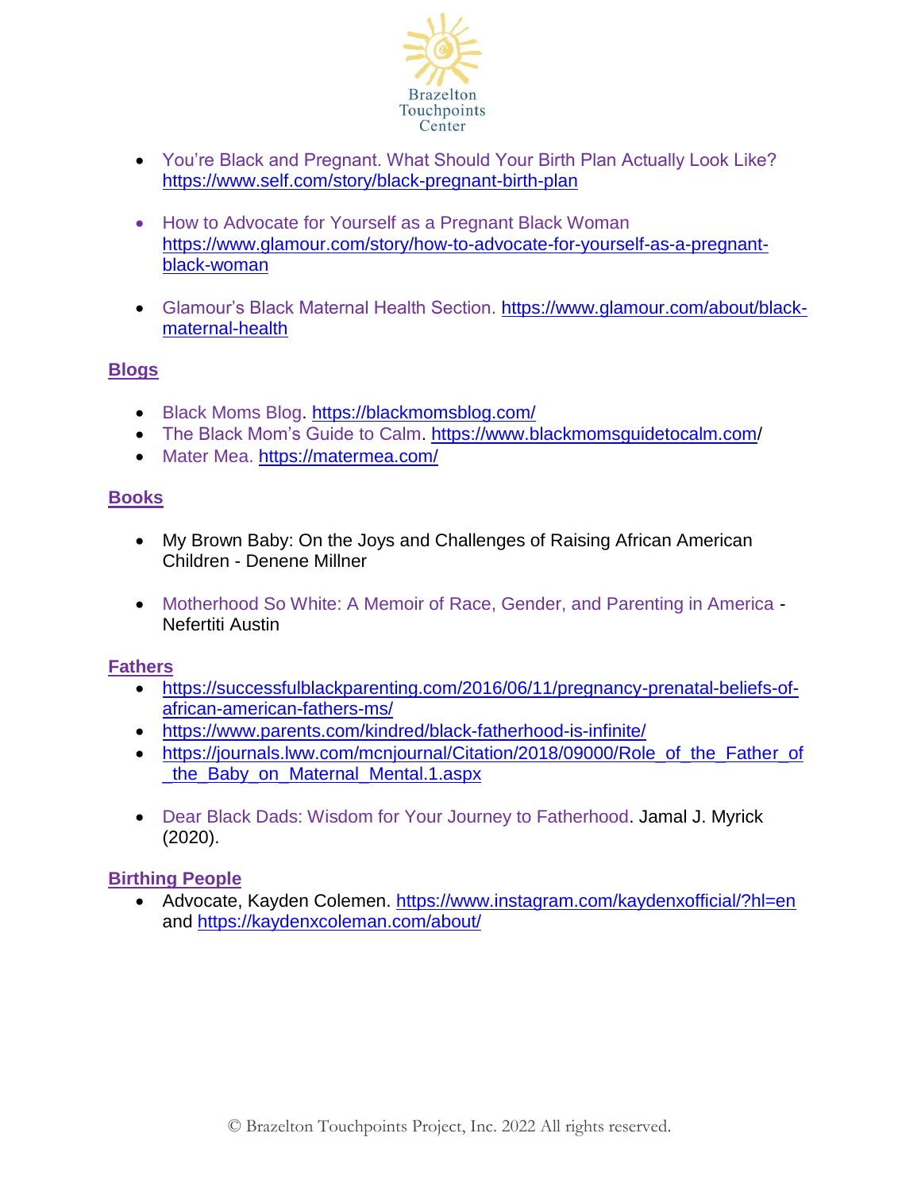- You're Black and Pregnant. What Should Your Birth Plan Actually Look Like? https://www.self.com/story/black-pregnant-birth-plan

- How to Advocate for Yourself as a Pregnant Black Woman https://www.glamour.com/story/how-to-advocate-for-yourself-as-a-pregnant-black-woman

- Glamour's Black Maternal Health Section. https://www.glamour.com/about/black-maternal-health

## Blogs

- Black Moms Blog. https://blackmomsblog.com/
- The Black Mom's Guide to Calm. https://www.blackmomsguidetocalm.com/
- Mater Mea. https://matermea.com/

## Books

- My Brown Baby: On the Joys and Challenges of Raising African American Children - Denene Millner

- Motherhood So White: A Memoir of Race, Gender, and Parenting in America - Nefertiti Austin

## Fathers

- https://successfulblackparenting.com/2016/06/11/pregnancy-prenatal-beliefs-of-african-american-fathers-ms/
- https://www.parents.com/kindred/black-fatherhood-is-infinite/
- https://journals.lww.com/mcnjournal/Citation/2018/09000/Role_of_the_Father_of_the_Baby_on_Maternal_Mental.1.aspx

- Dear Black Dads: Wisdom for Your Journey to Fatherhood. Jamal J. Myrick (2020).

## Birthing People

- Advocate, Kayden Colemen. https://www.instagram.com/kaydenxofficial/?hl=en and https://kaydenxcoleman.com/about/